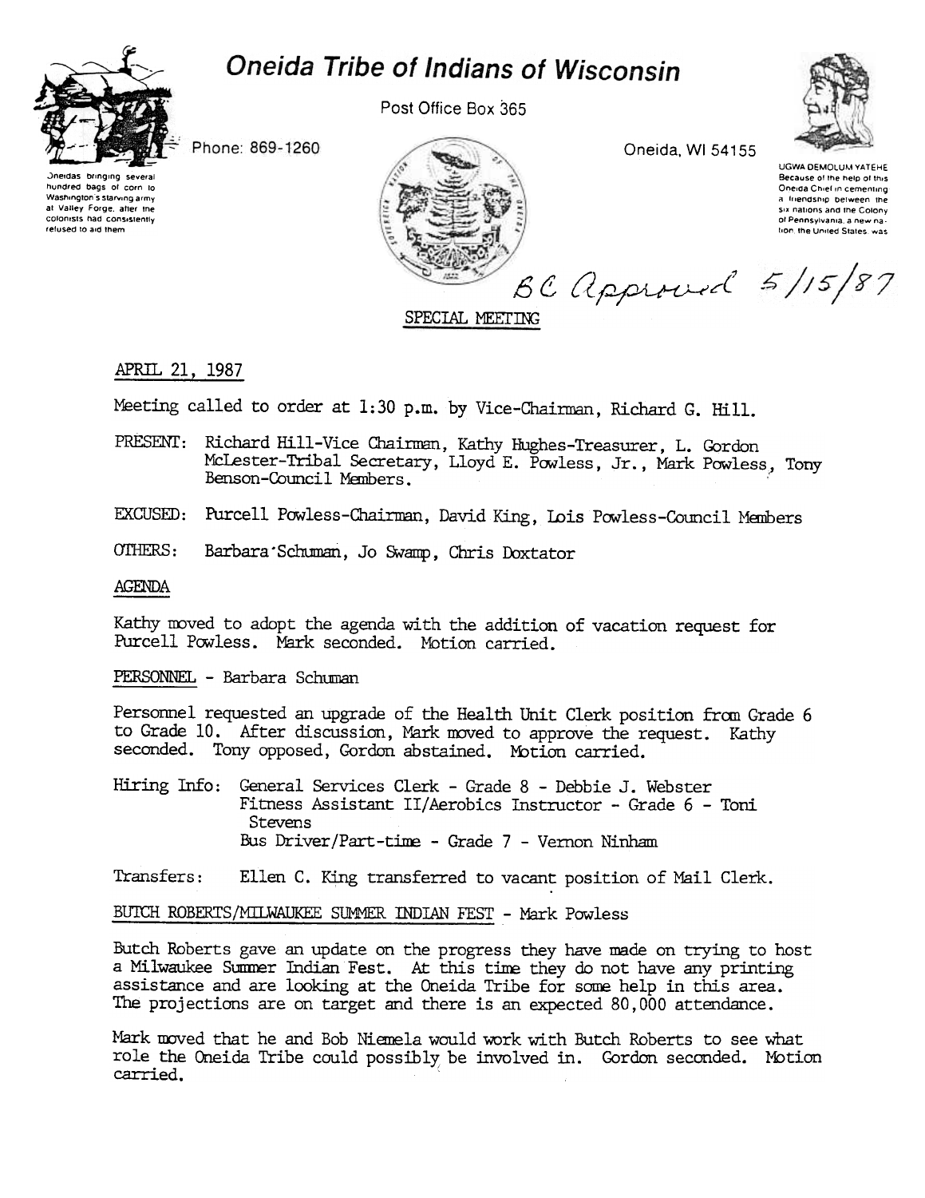# Oneida Tribe of Indians of Wisconsin

Post Office Box 365

Phone: 869-1260

Oneida, WI 54155

Oneidas bringing several hundred bags of corn to Washington's starving army at Valley Forge, after the colonists had consistently refused to aid them

UGWA DEMOLUM YATEHE
Because of the help of this Oneida Chief in cementing a friendship between the six nations and the Colony of Pennsylvania, a new nation, the United States was

BC Approved 5/15/87

## SPECIAL MEETING

APRIL 21, 1987

Meeting called to order at 1:30 p.m. by Vice-Chairman, Richard G. Hill.

PRESENT: Richard Hill-Vice Chairman, Kathy Hughes-Treasurer, L. Gordon McLester-Tribal Secretary, Lloyd E. Powless, Jr., Mark Powless, Tony Benson-Council Members.

EXCUSED: Purcell Powless-Chairman, David King, Lois Powless-Council Members

OTHERS: Barbara Schuman, Jo Swamp, Chris Doxtator

AGENDA

Kathy moved to adopt the agenda with the addition of vacation request for Purcell Powless. Mark seconded. Motion carried.

PERSONNEL - Barbara Schuman

Personnel requested an upgrade of the Health Unit Clerk position from Grade 6 to Grade 10. After discussion, Mark moved to approve the request. Kathy seconded. Tony opposed, Gordon abstained. Motion carried.

Hiring Info: General Services Clerk - Grade 8 - Debbie J. Webster
Fitness Assistant II/Aerobics Instructor - Grade 6 - Toni Stevens
Bus Driver/Part-time - Grade 7 - Vernon Ninham

Transfers: Ellen C. King transferred to vacant position of Mail Clerk.

BUTCH ROBERTS/MILWAUKEE SUMMER INDIAN FEST - Mark Powless

Butch Roberts gave an update on the progress they have made on trying to host a Milwaukee Summer Indian Fest. At this time they do not have any printing assistance and are looking at the Oneida Tribe for some help in this area. The projections are on target and there is an expected 80,000 attendance.

Mark moved that he and Bob Niemela would work with Butch Roberts to see what role the Oneida Tribe could possibly be involved in. Gordon seconded. Motion carried.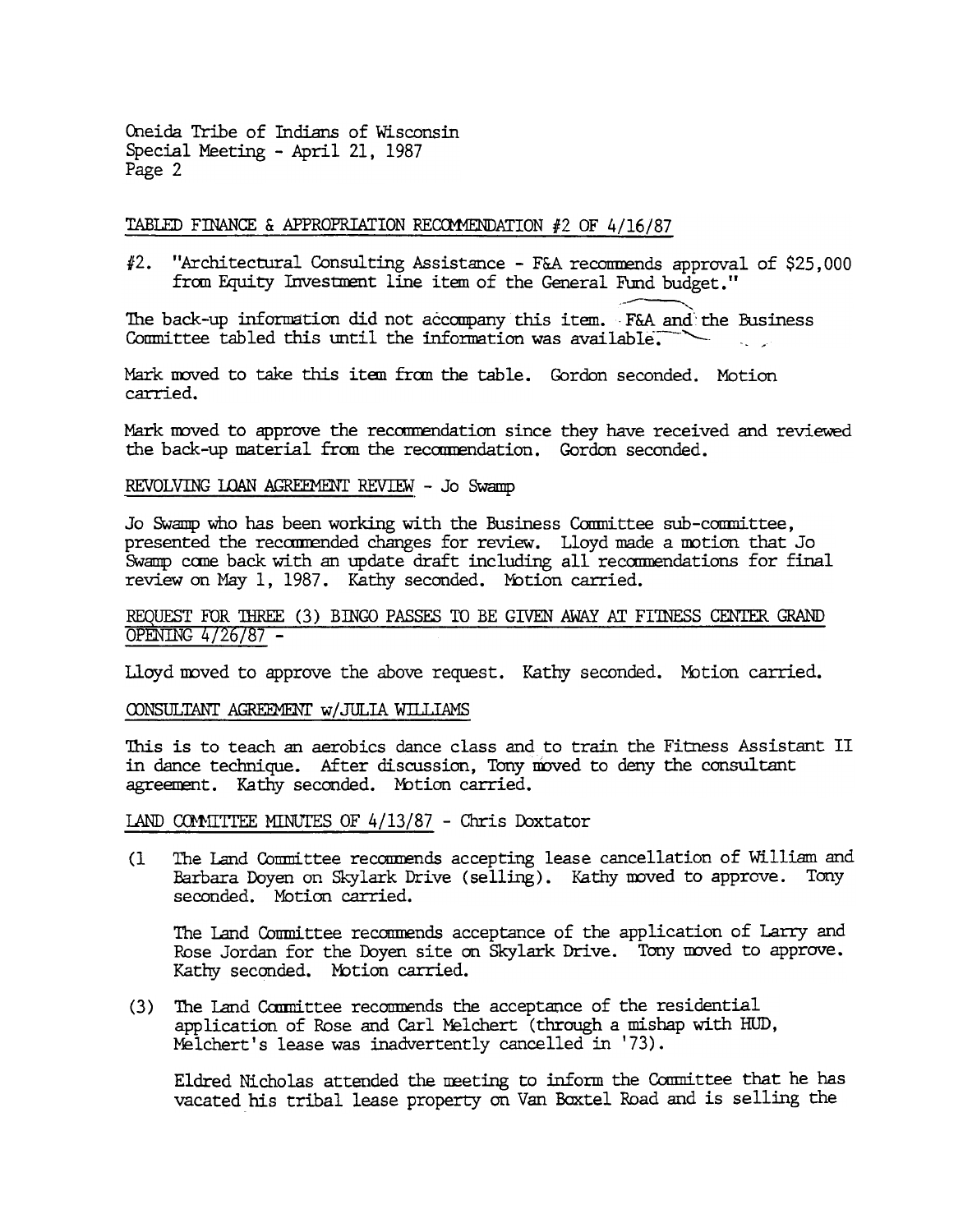Oneida Tribe of Indians of Wisconsin
Special Meeting - April 21, 1987
Page 2

TABLED FINANCE & APPROPRIATION RECOMMENDATION #2 OF 4/16/87

#2. "Architectural Consulting Assistance - F&A recommends approval of $25,000 from Equity Investment line item of the General Fund budget."

The back-up information did not accompany this item. F&A and the Business Committee tabled this until the information was available.

Mark moved to take this item from the table. Gordon seconded. Motion carried.

Mark moved to approve the recommendation since they have received and reviewed the back-up material from the recommendation. Gordon seconded.

REVOLVING LOAN AGREEMENT REVIEW - Jo Swamp

Jo Swamp who has been working with the Business Committee sub-committee, presented the recommended changes for review. Lloyd made a motion that Jo Swamp come back with an update draft including all recommendations for final review on May 1, 1987. Kathy seconded. Motion carried.

REQUEST FOR THREE (3) BINGO PASSES TO BE GIVEN AWAY AT FITNESS CENTER GRAND OPENING 4/26/87 -

Lloyd moved to approve the above request. Kathy seconded. Motion carried.

CONSULTANT AGREEMENT w/JULIA WILLIAMS

This is to teach an aerobics dance class and to train the Fitness Assistant II in dance technique. After discussion, Tony moved to deny the consultant agreement. Kathy seconded. Motion carried.

LAND COMMITTEE MINUTES OF 4/13/87 - Chris Doxtator

(1 The Land Committee recommends accepting lease cancellation of William and Barbara Doyen on Skylark Drive (selling). Kathy moved to approve. Tony seconded. Motion carried.

The Land Committee recommends acceptance of the application of Larry and Rose Jordan for the Doyen site on Skylark Drive. Tony moved to approve. Kathy seconded. Motion carried.

(3) The Land Committee recommends the acceptance of the residential application of Rose and Carl Melchert (through a mishap with HUD, Melchert's lease was inadvertently cancelled in '73).

Eldred Nicholas attended the meeting to inform the Committee that he has vacated his tribal lease property on Van Boxtel Road and is selling the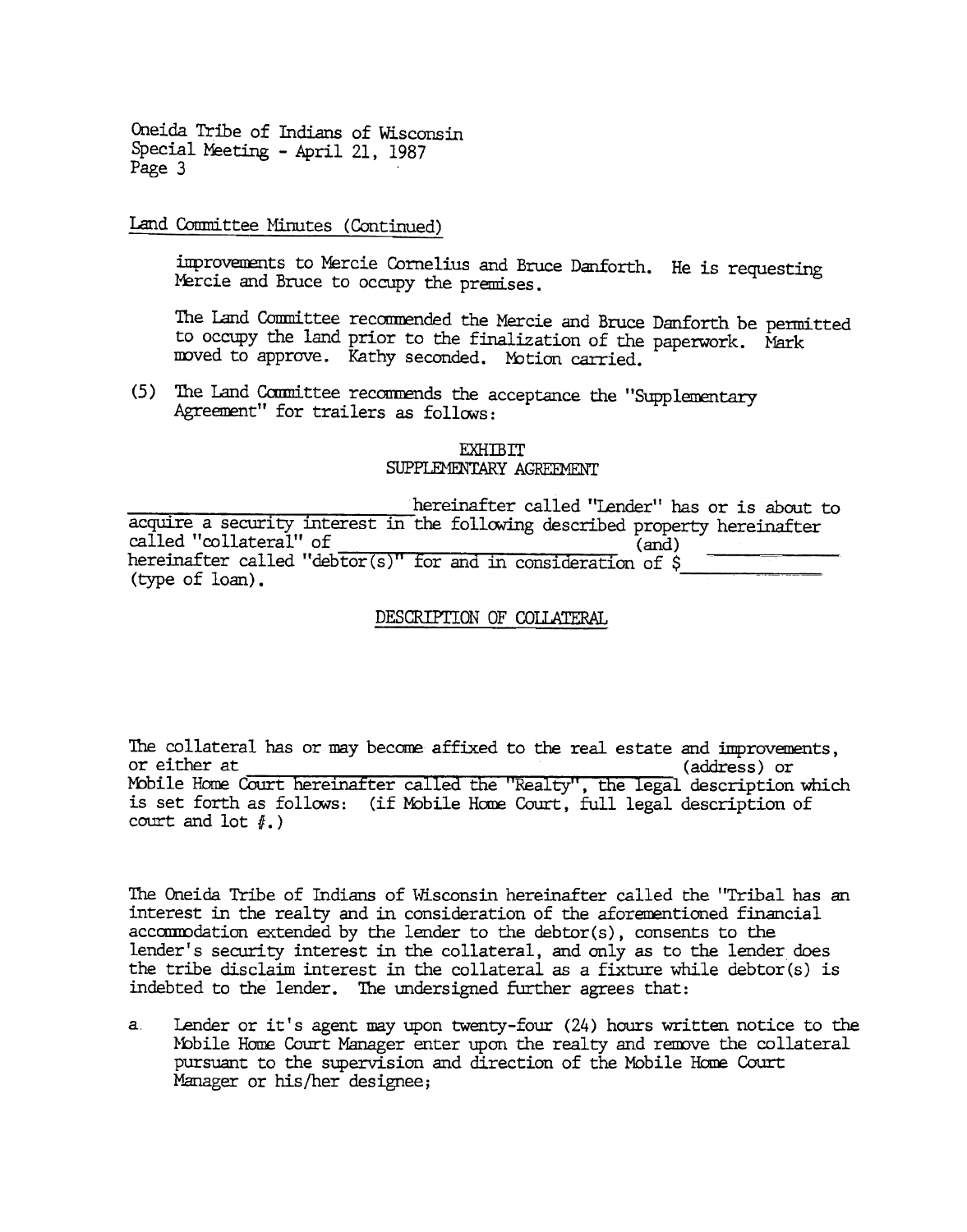Land Committee Minutes (Continued)

improvements to Mercie Cornelius and Bruce Danforth. He is requesting Mercie and Bruce to occupy the premises.

The Land Committee recommended the Mercie and Bruce Danforth be permitted to occupy the land prior to the finalization of the paperwork. Mark moved to approve. Kathy seconded. Motion carried.

(5) The Land Committee recommends the acceptance the "Supplementary Agreement" for trailers as follows:

EXHIBIT
SUPPLEMENTARY AGREEMENT

\_\_\_\_\_\_\_\_\_\_\_\_\_\_\_\_\_\_\_\_\_\_\_\_\_\_ hereinafter called "Lender" has or is about to acquire a security interest in the following described property hereinafter called "collateral" of \_\_\_\_\_\_\_\_\_\_\_\_\_\_\_\_\_\_\_\_\_\_\_\_ (and) \_\_\_\_\_\_\_\_\_\_\_\_\_\_ hereinafter called "debtor(s)" for and in consideration of $\_\_\_\_\_\_\_\_\_\_\_\_\_ (type of loan).

DESCRIPTION OF COLLATERAL

The collateral has or may become affixed to the real estate and improvements, or either at \_\_\_\_\_\_\_\_\_\_\_\_\_\_\_\_\_\_\_\_\_\_\_\_\_\_\_\_\_\_\_\_\_\_\_\_\_\_\_\_ (address) or Mobile Home Court hereinafter called the "Realty", the legal description which is set forth as follows: (if Mobile Home Court, full legal description of court and lot #.)

The Oneida Tribe of Indians of Wisconsin hereinafter called the "Tribal has an interest in the realty and in consideration of the aforementioned financial accommodation extended by the lender to the debtor(s), consents to the lender's security interest in the collateral, and only as to the lender does the tribe disclaim interest in the collateral as a fixture while debtor(s) is indebted to the lender. The undersigned further agrees that:

a. Lender or it's agent may upon twenty-four (24) hours written notice to the Mobile Home Court Manager enter upon the realty and remove the collateral pursuant to the supervision and direction of the Mobile Home Court Manager or his/her designee;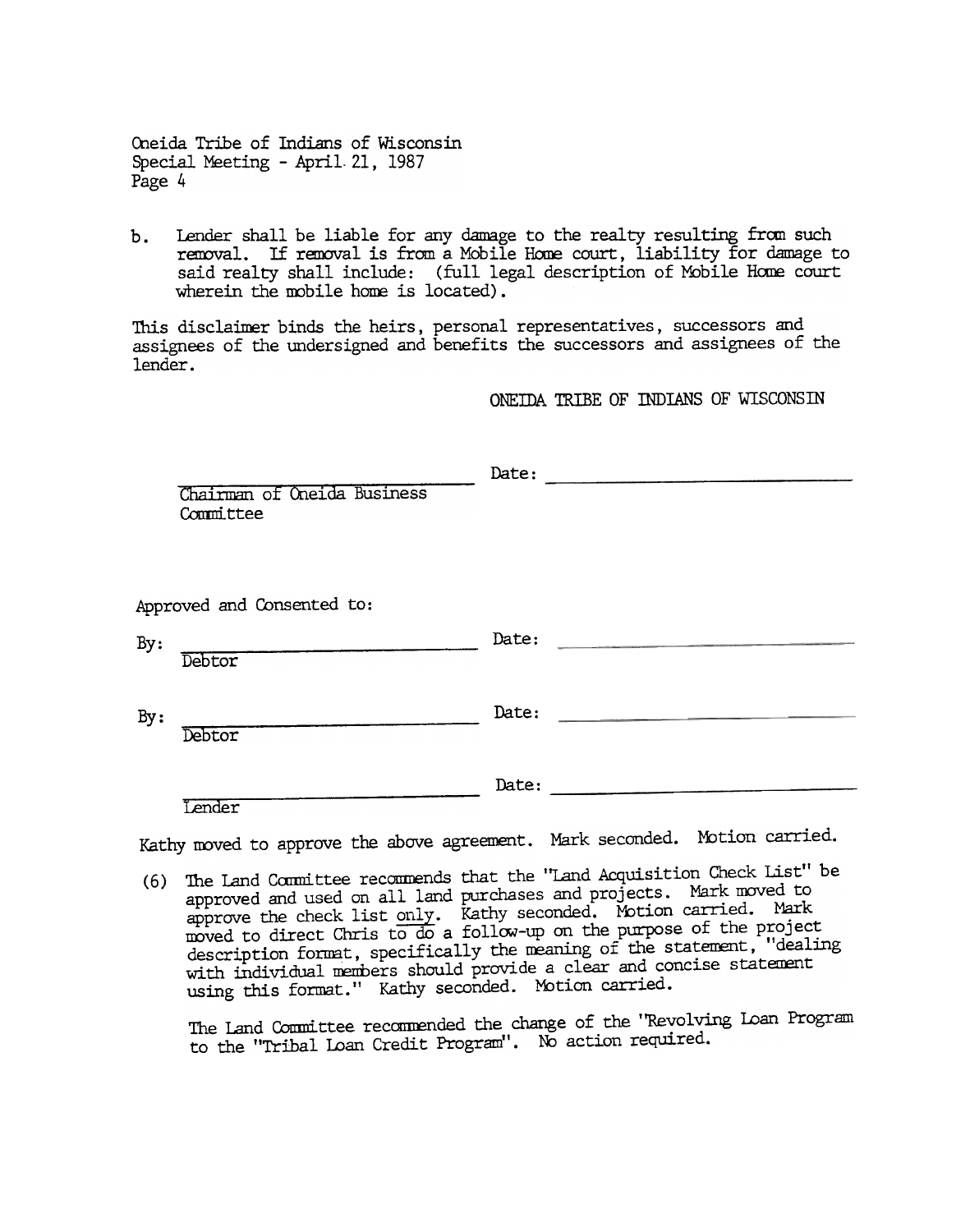b. Lender shall be liable for any damage to the realty resulting from such removal. If removal is from a Mobile Home court, liability for damage to said realty shall include: (full legal description of Mobile Home court wherein the mobile home is located).

This disclaimer binds the heirs, personal representatives, successors and assignees of the undersigned and benefits the successors and assignees of the lender.

ONEIDA TRIBE OF INDIANS OF WISCONSIN

______________________________ Date: ______________________________
Chairman of Oneida Business Committee

Approved and Consented to:

By: ______________________________ Date: ______________________________
Debtor

By: ______________________________ Date: ______________________________
Debtor

______________________________ Date: ______________________________
Lender

Kathy moved to approve the above agreement. Mark seconded. Motion carried.

(6) The Land Committee recommends that the "Land Acquisition Check List" be approved and used on all land purchases and projects. Mark moved to approve the check list <u>only</u>. Kathy seconded. Motion carried. Mark moved to direct Chris <u>to do</u> a follow-up on the purpose of the project description format, specifically the meaning of the statement, "dealing with individual members should provide a clear and concise statement using this format." Kathy seconded. Motion carried.

The Land Committee recommended the change of the "Revolving Loan Program to the "Tribal Loan Credit Program". No action required.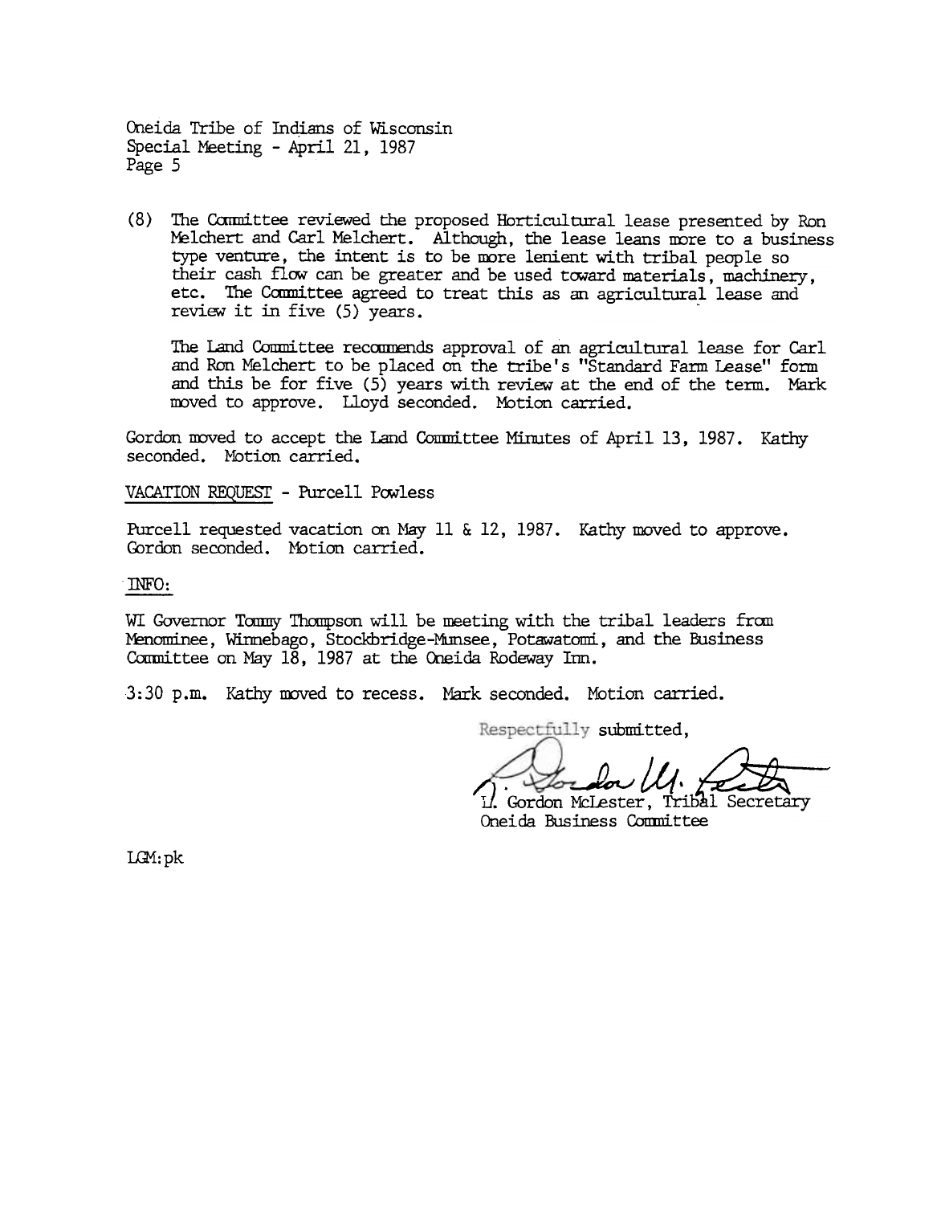(8) The Committee reviewed the proposed Horticultural lease presented by Ron Melchert and Carl Melchert. Although, the lease leans more to a business type venture, the intent is to be more lenient with tribal people so their cash flow can be greater and be used toward materials, machinery, etc. The Committee agreed to treat this as an agricultural lease and review it in five (5) years.

The Land Committee recommends approval of an agricultural lease for Carl and Ron Melchert to be placed on the tribe's "Standard Farm Lease" form and this be for five (5) years with review at the end of the term. Mark moved to approve. Lloyd seconded. Motion carried.

Gordon moved to accept the Land Committee Minutes of April 13, 1987. Kathy seconded. Motion carried.

VACATION REQUEST - Purcell Powless

Purcell requested vacation on May 11 & 12, 1987. Kathy moved to approve. Gordon seconded. Motion carried.

INFO:

WI Governor Tommy Thompson will be meeting with the tribal leaders from Menominee, Winnebago, Stockbridge-Munsee, Potawatomi, and the Business Committee on May 18, 1987 at the Oneida Rodeway Inn.

3:30 p.m. Kathy moved to recess. Mark seconded. Motion carried.

Respectfully submitted,

L. Gordon McLester, Tribal Secretary
Oneida Business Committee

LGM:pk